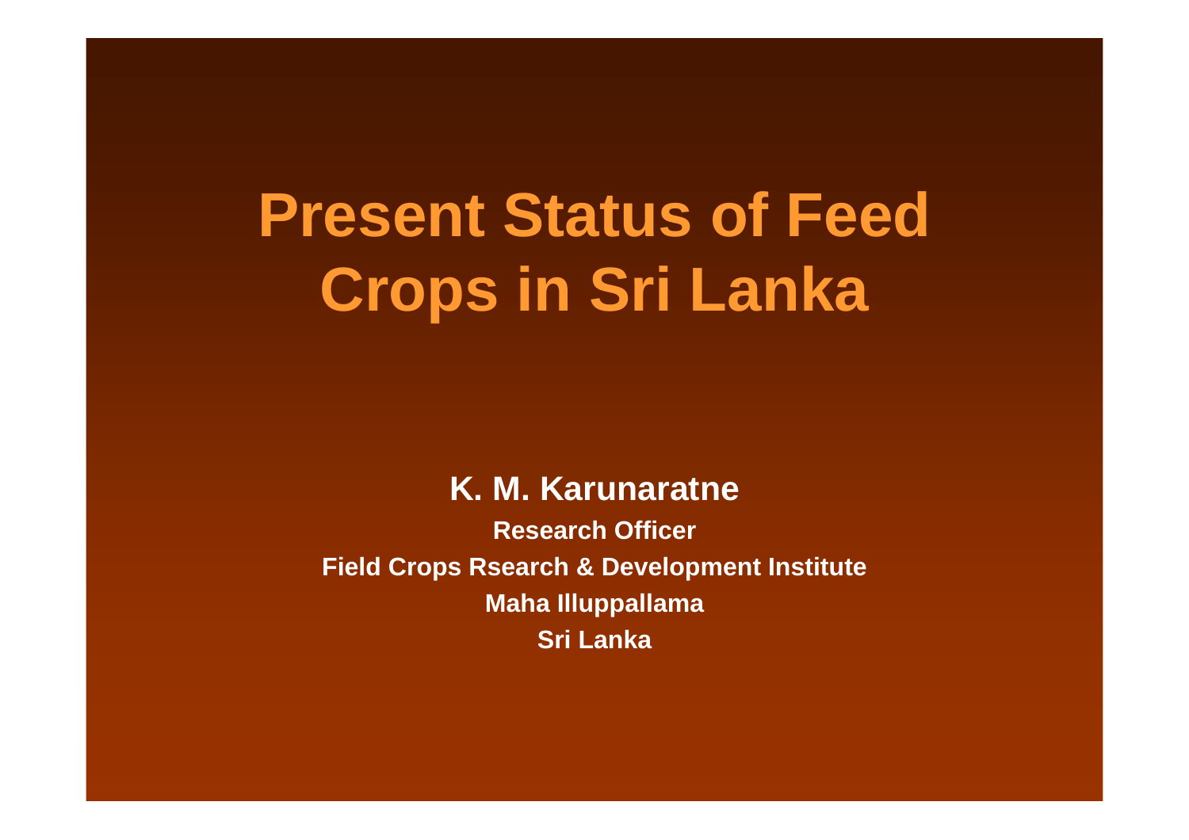# Present Status of Feed Crops in Sri Lanka

**K. M. Karunaratne**

**Research Officer**

**Field Crops Rsearch & Development Institute**

**Maha Illuppallama**

**Sri Lanka**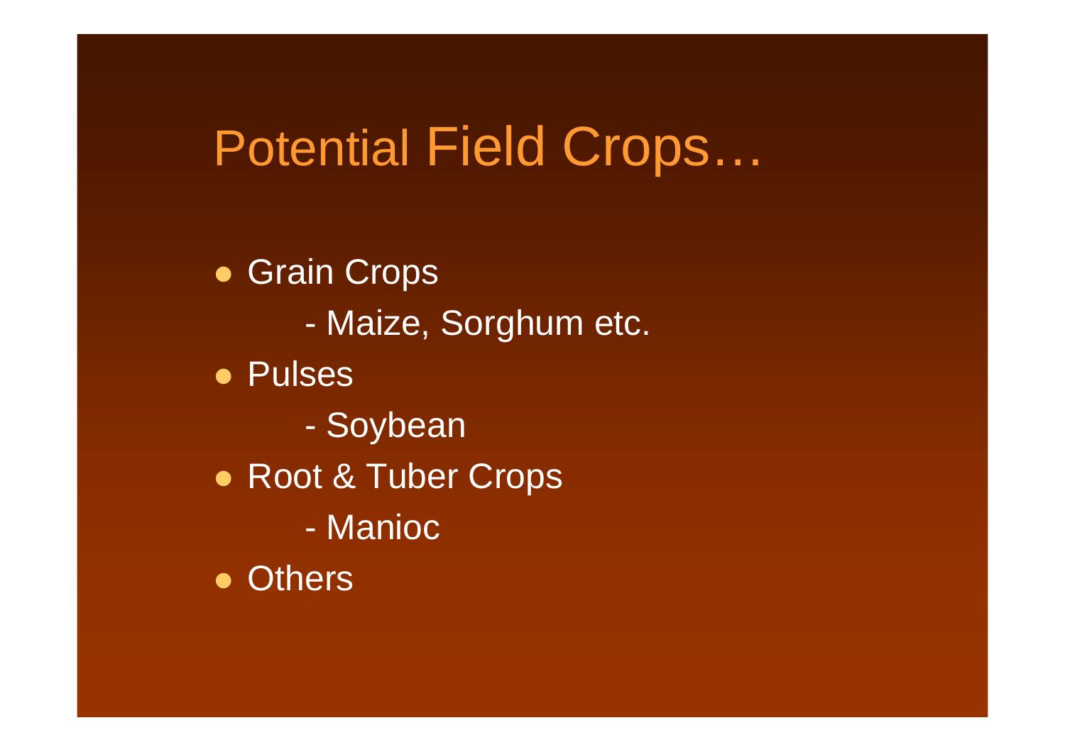# Potential Field Crops…

- Grain Crops
  - Maize, Sorghum etc.
- Pulses
  - Soybean
- Root & Tuber Crops
  - Manioc
- Others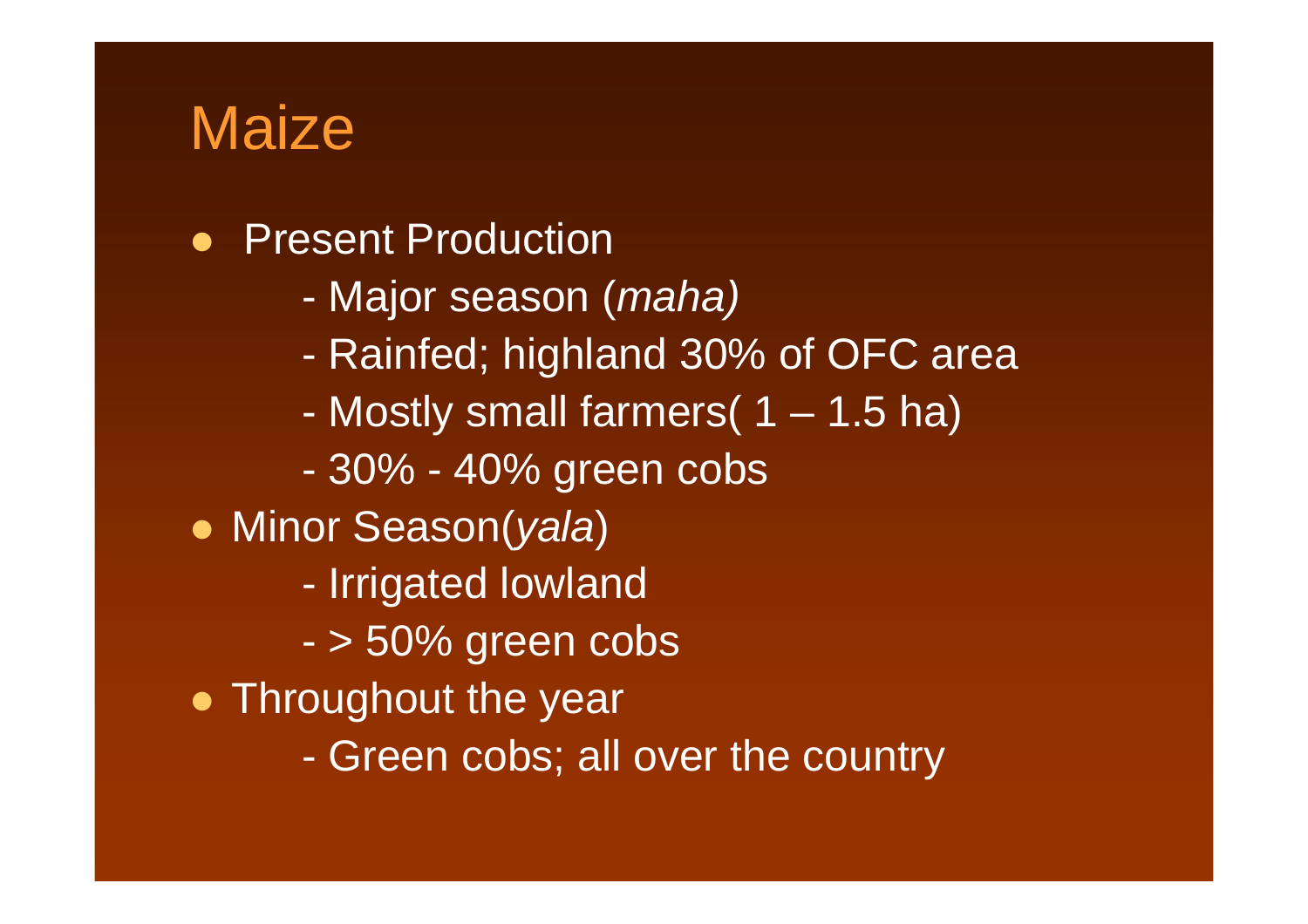# Maize

- Present Production
  - Major season (*maha)*
  - Rainfed; highland 30% of OFC area
  - Mostly small farmers( 1 – 1.5 ha)
  - 30% - 40% green cobs
- Minor Season(*yala*)
  - Irrigated lowland
  - > 50% green cobs
- Throughout the year
  - Green cobs; all over the country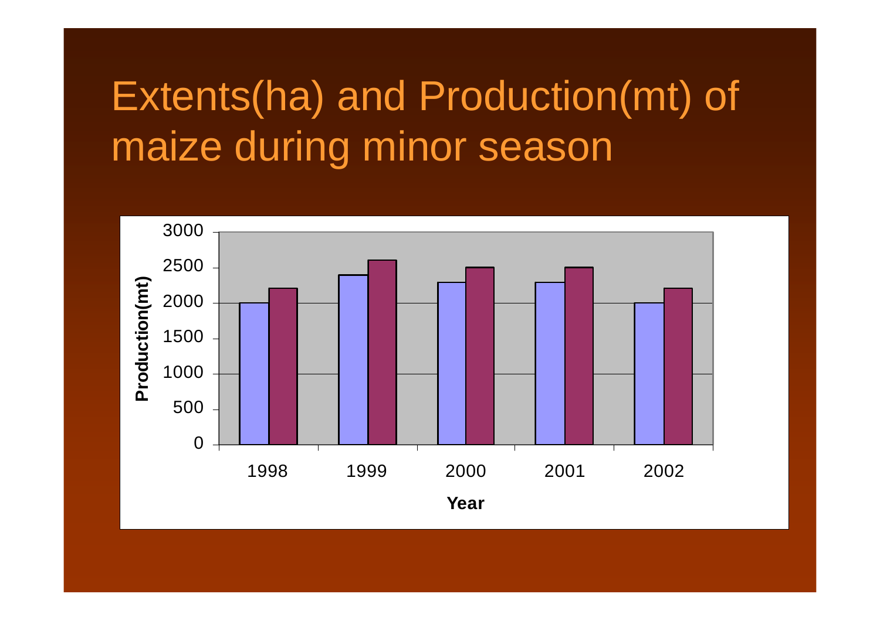# Extents(ha) and Production(mt) of maize during minor season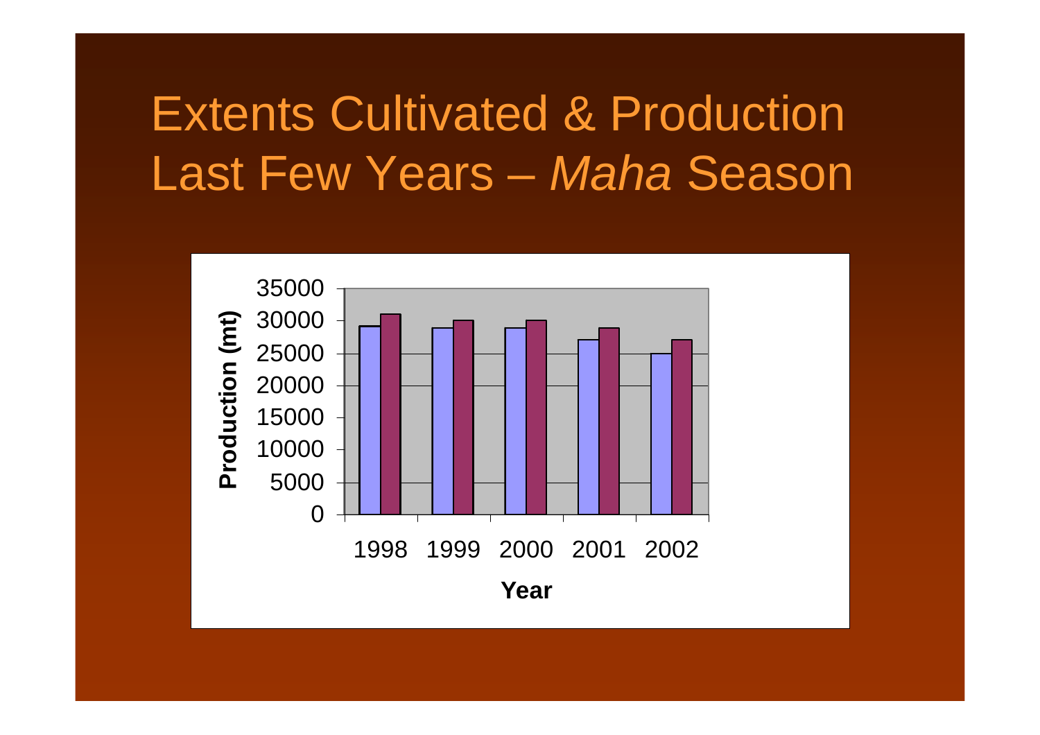# Extents Cultivated & Production Last Few Years – *Maha* Season

Production (mt)

35000
30000
25000
20000
15000
10000
5000
0

1998 1999 2000 2001 2002

Year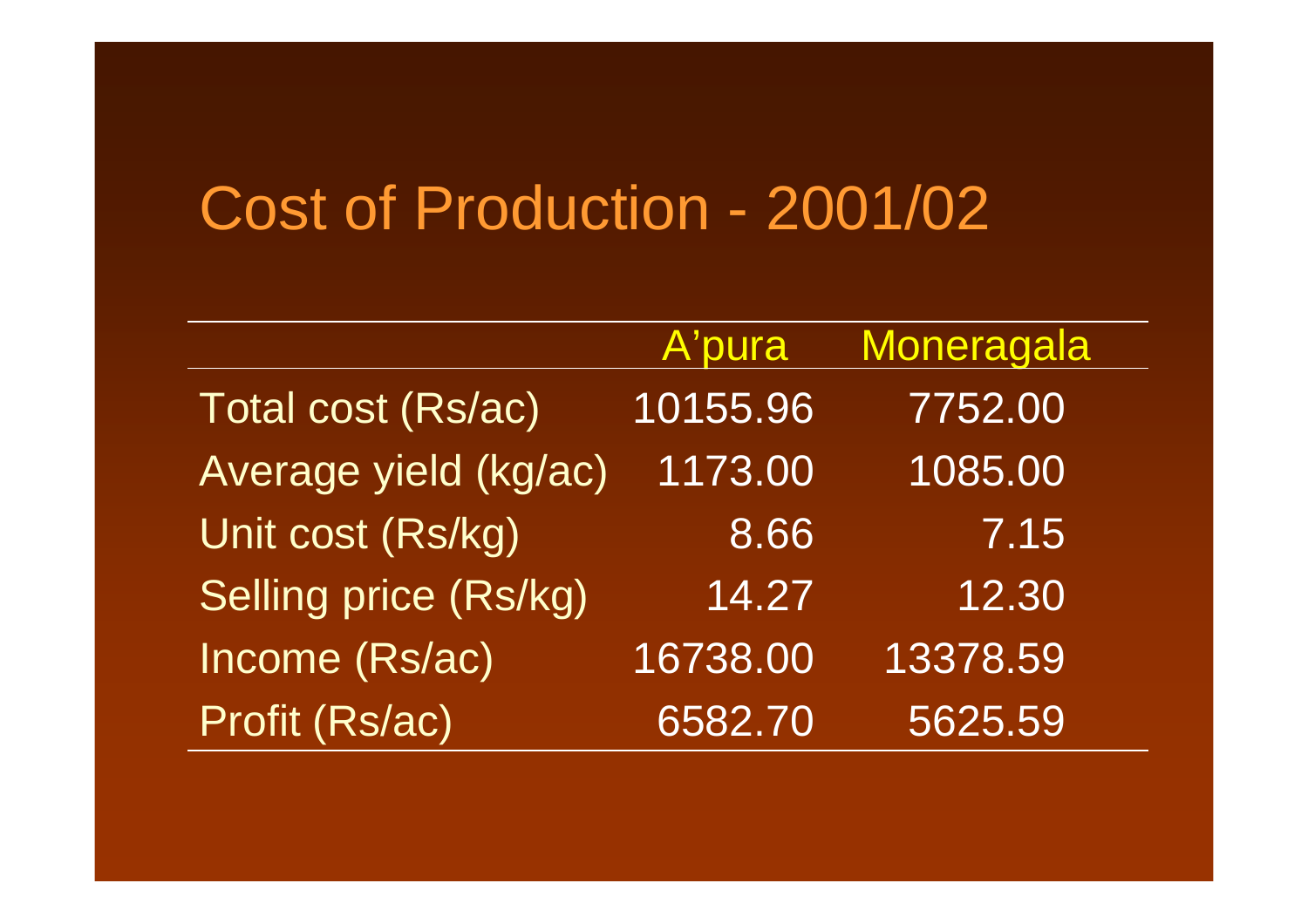# Cost of Production - 2001/02

| | A'pura | Moneragala |
|---|---|---|
| Total cost (Rs/ac) | 10155.96 | 7752.00 |
| Average yield (kg/ac) | 1173.00 | 1085.00 |
| Unit cost (Rs/kg) | 8.66 | 7.15 |
| Selling price (Rs/kg) | 14.27 | 12.30 |
| Income (Rs/ac) | 16738.00 | 13378.59 |
| Profit (Rs/ac) | 6582.70 | 5625.59 |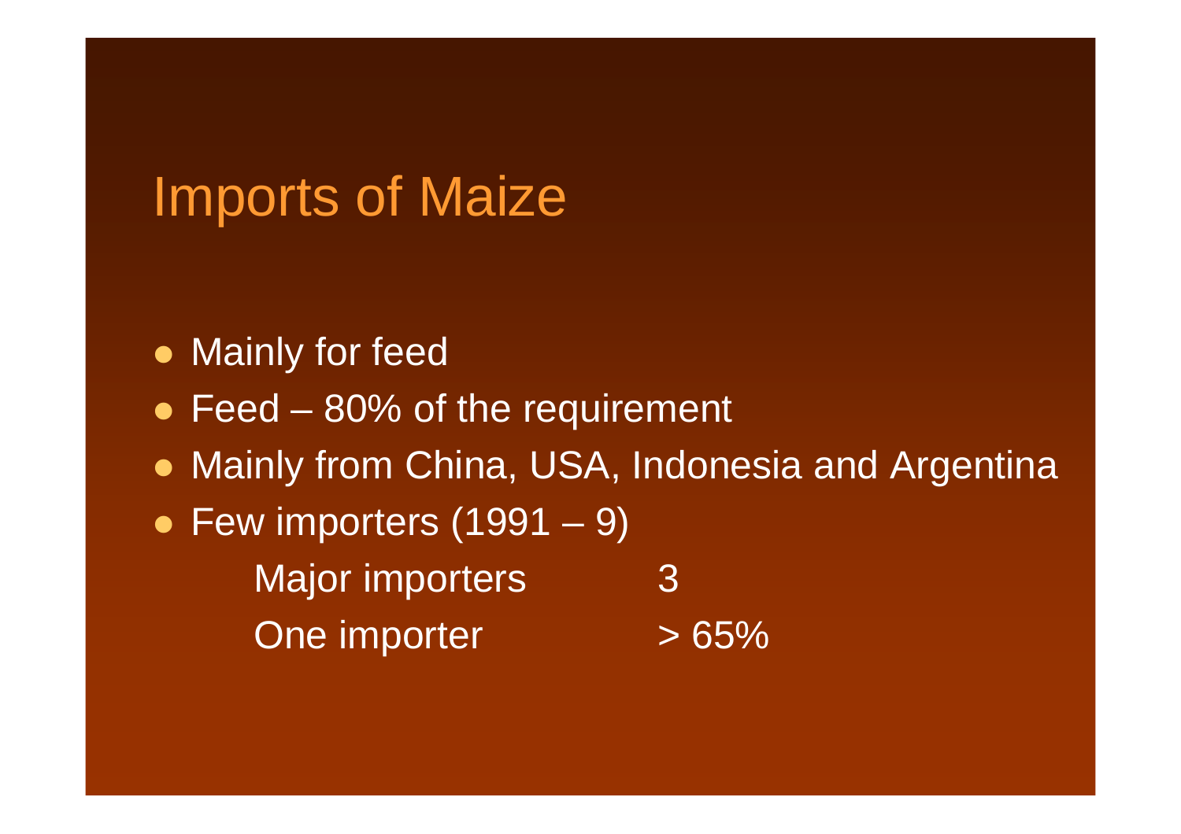# Imports of Maize

- Mainly for feed
- Feed – 80% of the requirement
- Mainly from China, USA, Indonesia and Argentina
- Few importers (1991 – 9)

| | |
|---|---|
| Major importers | 3 |
| One importer | > 65% |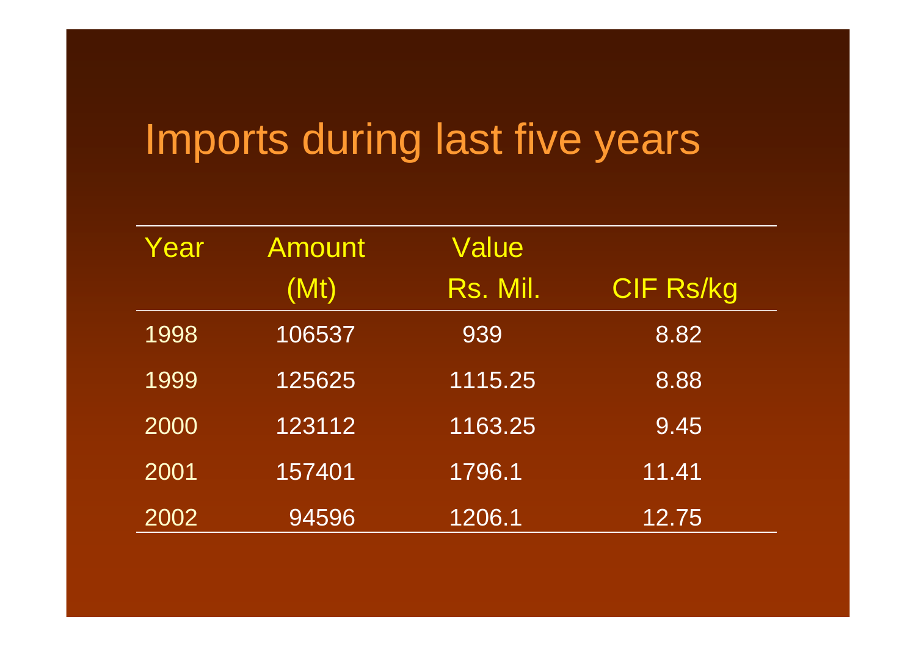# Imports during last five years

| Year | Amount (Mt) | Value Rs. Mil. | CIF Rs/kg |
|---|---|---|---|
| 1998 | 106537 | 939 | 8.82 |
| 1999 | 125625 | 1115.25 | 8.88 |
| 2000 | 123112 | 1163.25 | 9.45 |
| 2001 | 157401 | 1796.1 | 11.41 |
| 2002 | 94596 | 1206.1 | 12.75 |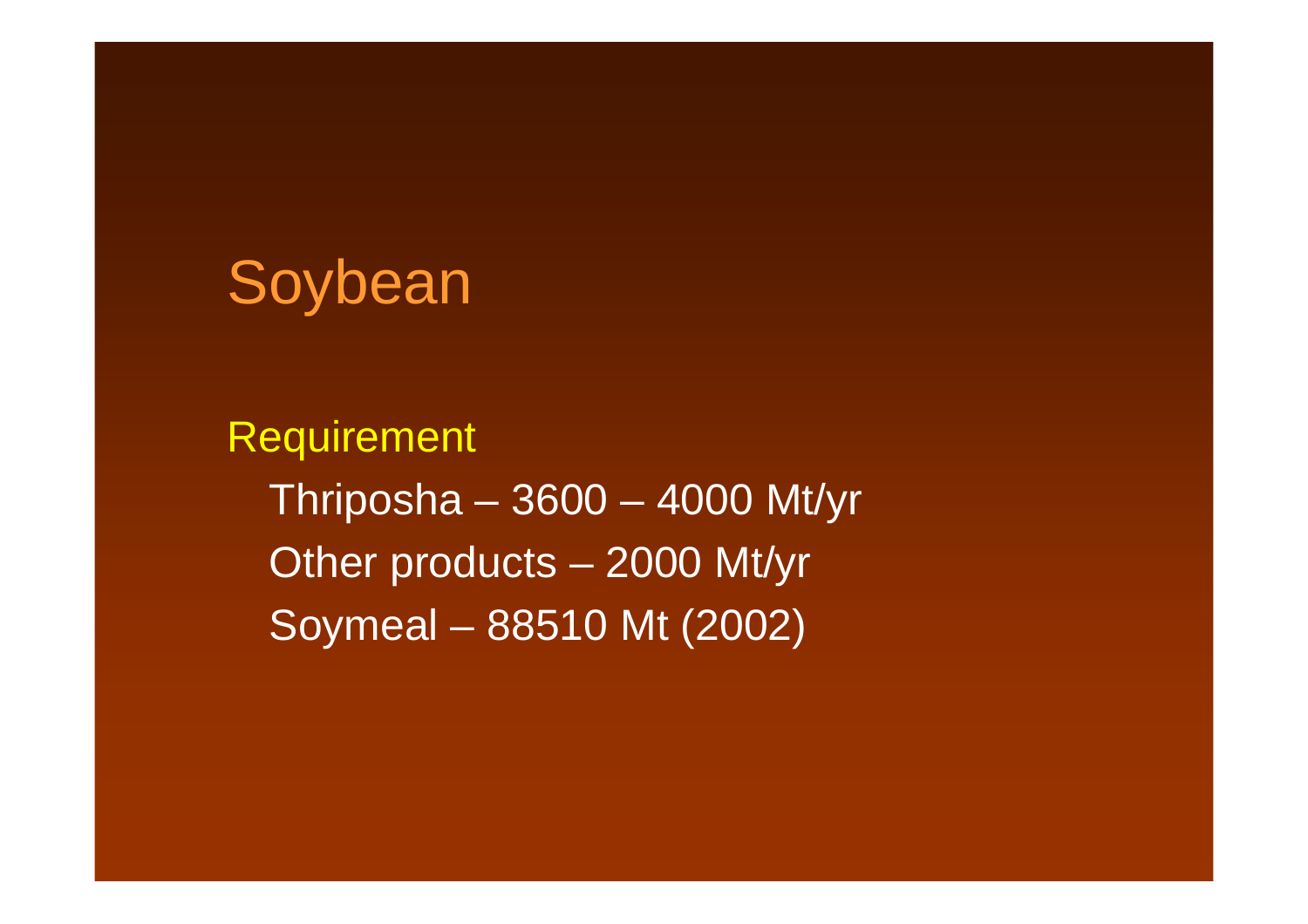# Soybean

**Requirement**

- Thriposha – 3600 – 4000 Mt/yr
- Other products – 2000 Mt/yr
- Soymeal – 88510 Mt (2002)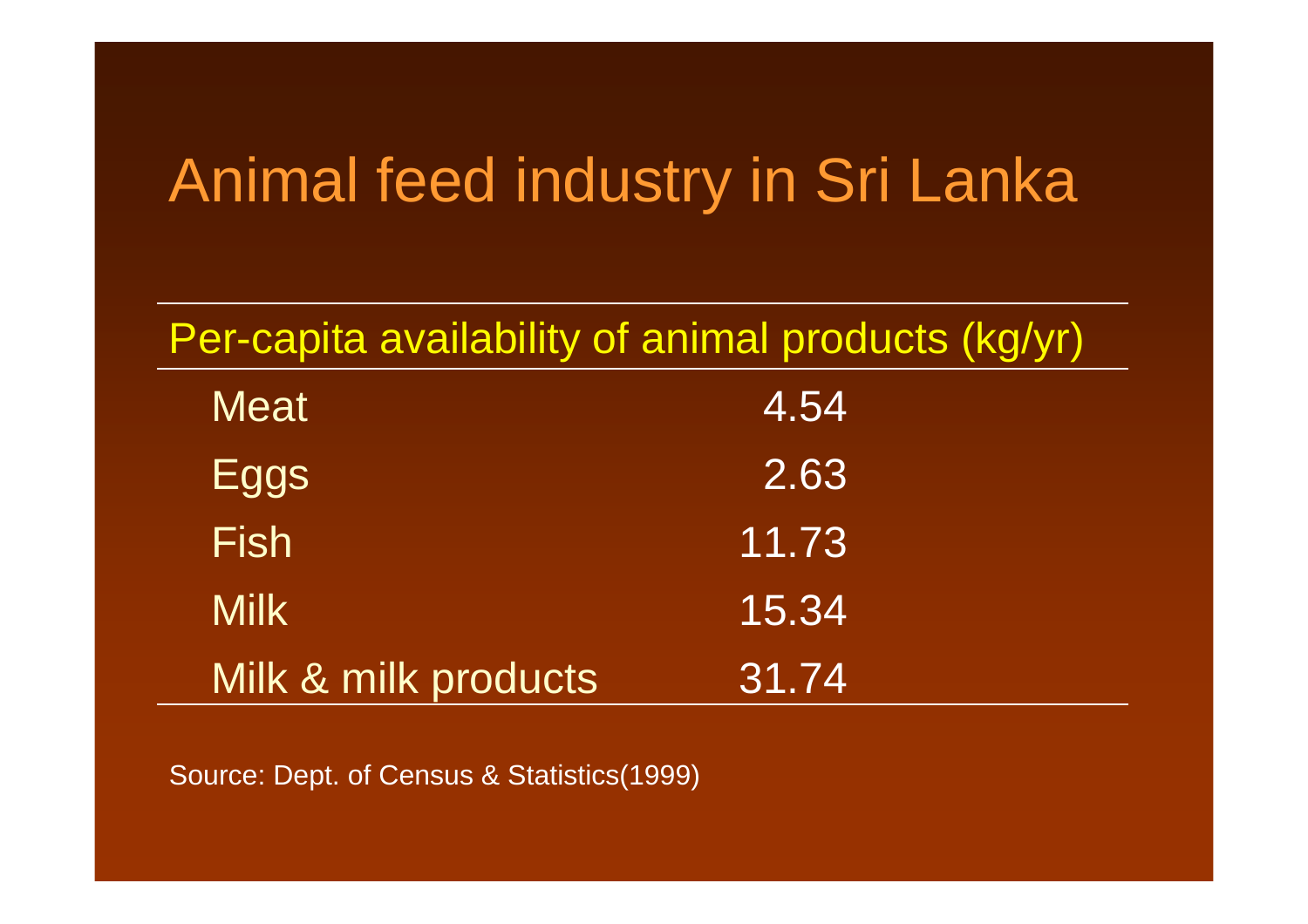# Animal feed industry in Sri Lanka

| Per-capita availability of animal products (kg/yr) | |
|---|---|
| Meat | 4.54 |
| Eggs | 2.63 |
| Fish | 11.73 |
| Milk | 15.34 |
| Milk & milk products | 31.74 |

Source: Dept. of Census & Statistics(1999)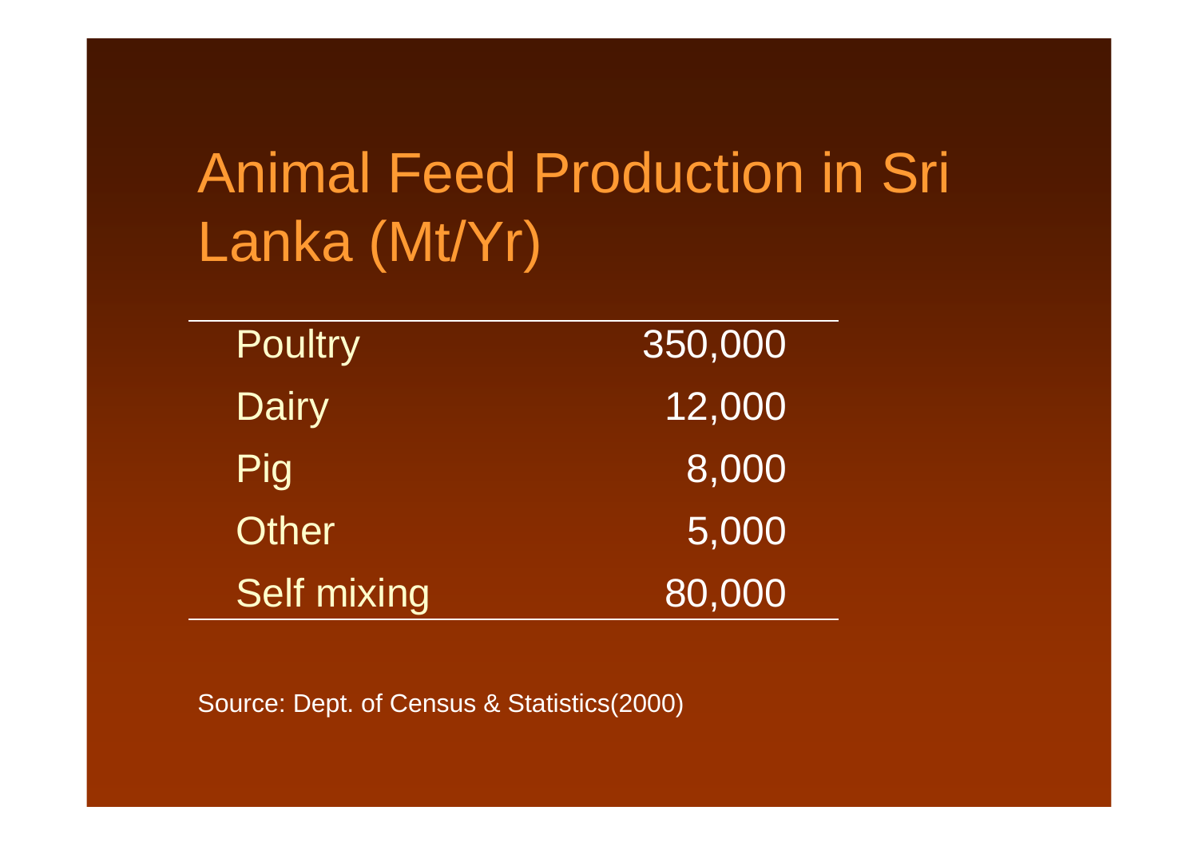# Animal Feed Production in Sri Lanka (Mt/Yr)

| | |
|---|---|
| Poultry | 350,000 |
| Dairy | 12,000 |
| Pig | 8,000 |
| Other | 5,000 |
| Self mixing | 80,000 |

Source: Dept. of Census & Statistics(2000)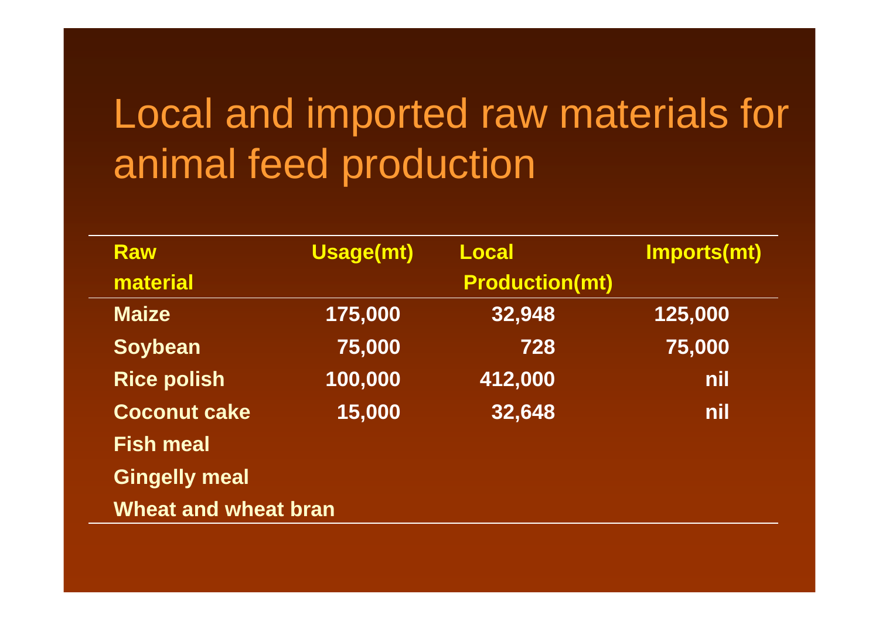# Local and imported raw materials for animal feed production

| Raw material | Usage(mt) | Local Production(mt) | Imports(mt) |
|---|---|---|---|
| Maize | 175,000 | 32,948 | 125,000 |
| Soybean | 75,000 | 728 | 75,000 |
| Rice polish | 100,000 | 412,000 | nil |
| Coconut cake | 15,000 | 32,648 | nil |
| Fish meal | | | |
| Gingelly meal | | | |
| Wheat and wheat bran | | | |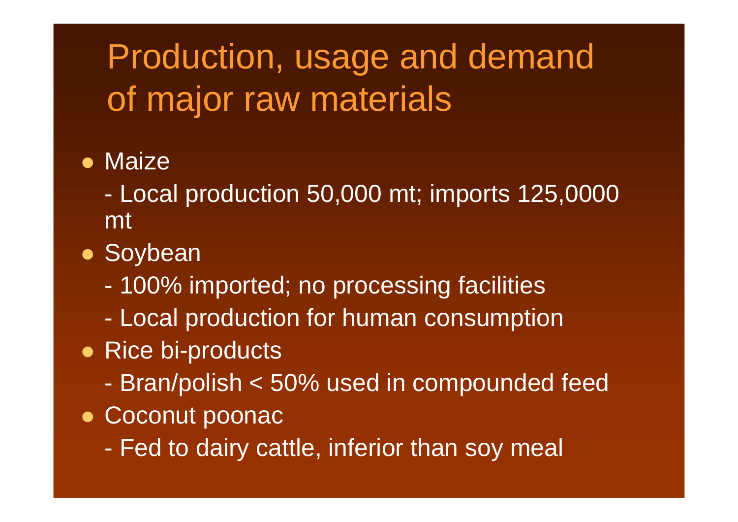# Production, usage and demand of major raw materials

- Maize
  - Local production 50,000 mt; imports 125,0000 mt
- Soybean
  - 100% imported; no processing facilities
  - Local production for human consumption
- Rice bi-products
  - Bran/polish < 50% used in compounded feed
- Coconut poonac
  - Fed to dairy cattle, inferior than soy meal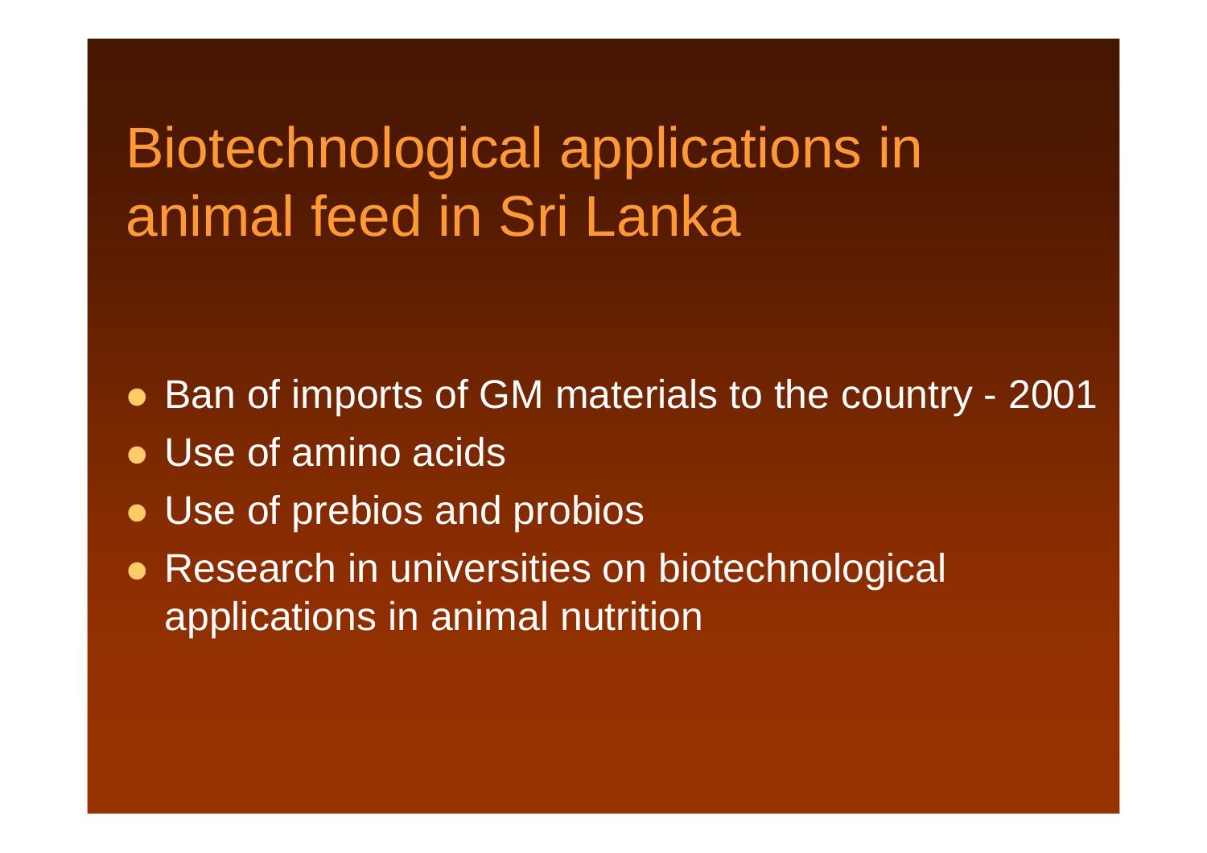# Biotechnological applications in animal feed in Sri Lanka

- Ban of imports of GM materials to the country - 2001
- Use of amino acids
- Use of prebios and probios
- Research in universities on biotechnological applications in animal nutrition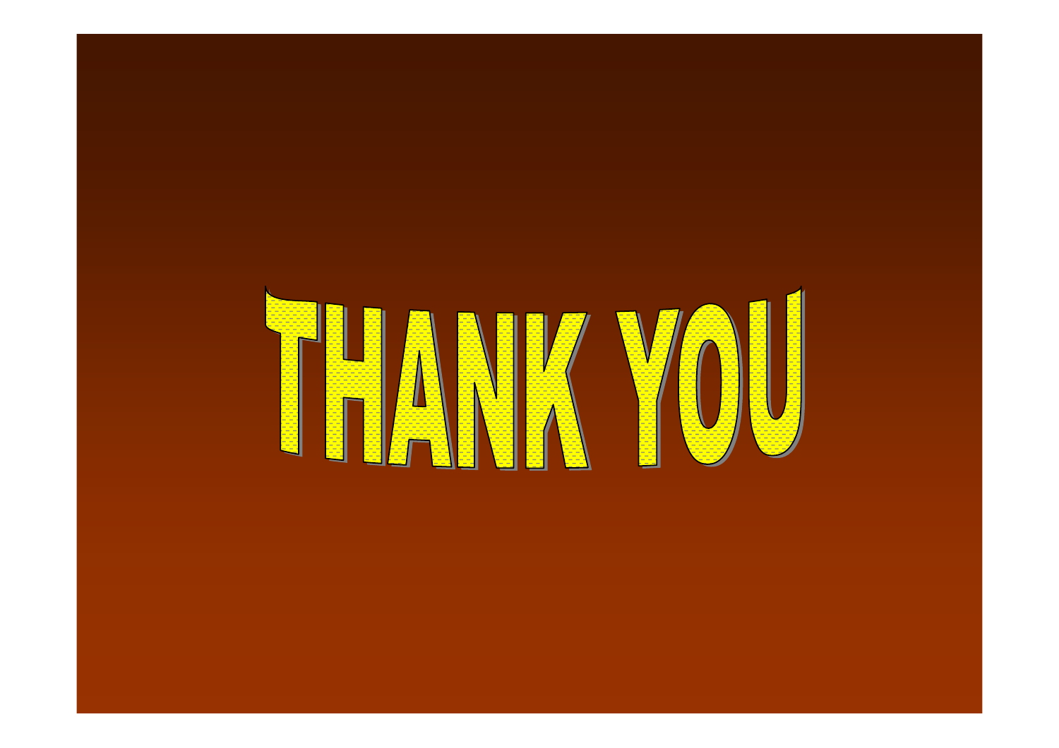# THANK YOU